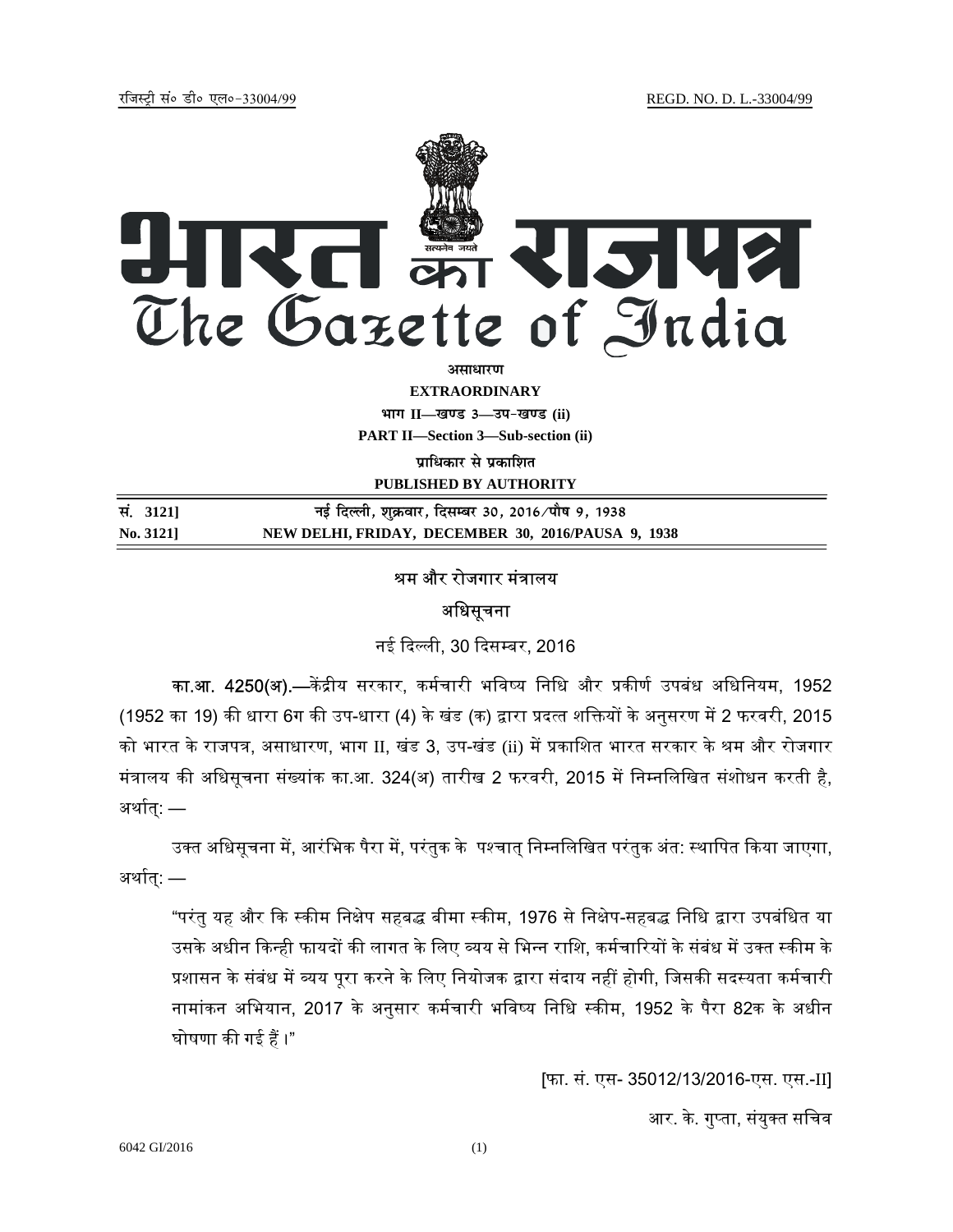रजिस्ट्री सं० डी० एल०-33004/99 REGD. NO. D. L.-33004/99

# भारत का राजपत्र
# The Gazette of India

**असाधारण**

**EXTRAORDINARY**

**भाग II—खण्ड 3—उप-खण्ड (ii)**

**PART II—Section 3—Sub-section (ii)**

**प्राधिकार से प्रकाशित**

**PUBLISHED BY AUTHORITY**

| | |
|---|---|
| **सं. 3121]** | **नई दिल्ली, शुक्रवार, दिसम्बर 30, 2016/पौष 9, 1938** |
| **No. 3121]** | **NEW DELHI, FRIDAY, DECEMBER 30, 2016/PAUSA 9, 1938** |

## श्रम और रोजगार मंत्रालय

### अधिसूचना

नई दिल्ली, 30 दिसम्बर, 2016

**का.आ. 4250(अ).**—केंद्रीय सरकार, कर्मचारी भविष्य निधि और प्रकीर्ण उपबंध अधिनियम, 1952 (1952 का 19) की धारा 6ग की उप-धारा (4) के खंड (क) द्वारा प्रदत्त शक्तियों के अनुसरण में 2 फरवरी, 2015 को भारत के राजपत्र, असाधारण, भाग II, खंड 3, उप-खंड (ii) में प्रकाशित भारत सरकार के श्रम और रोजगार मंत्रालय की अधिसूचना संख्यांक का.आ. 324(अ) तारीख 2 फरवरी, 2015 में निम्नलिखित संशोधन करती है, अर्थात्: —

उक्त अधिसूचना में, आरंभिक पैरा में, परंतुक के पश्चात् निम्नलिखित परंतुक अंत: स्थापित किया जाएगा, अर्थात्: —

"परंतु यह और कि स्कीम निक्षेप सहबद्ध बीमा स्कीम, 1976 से निक्षेप-सहबद्ध निधि द्वारा उपबंधित या उसके अधीन किन्ही फायदों की लागत के लिए व्यय से भिन्न राशि, कर्मचारियों के संबंध में उक्त स्कीम के प्रशासन के संबंध में व्यय पूरा करने के लिए नियोजक द्वारा संदाय नहीं होगी, जिसकी सदस्यता कर्मचारी नामांकन अभियान, 2017 के अनुसार कर्मचारी भविष्य निधि स्कीम, 1952 के पैरा 82क के अधीन घोषणा की गई हैं।"

[फा. सं. एस- 35012/13/2016-एस. एस.-II]

आर. के. गुप्ता, संयुक्त सचिव

6042 GI/2016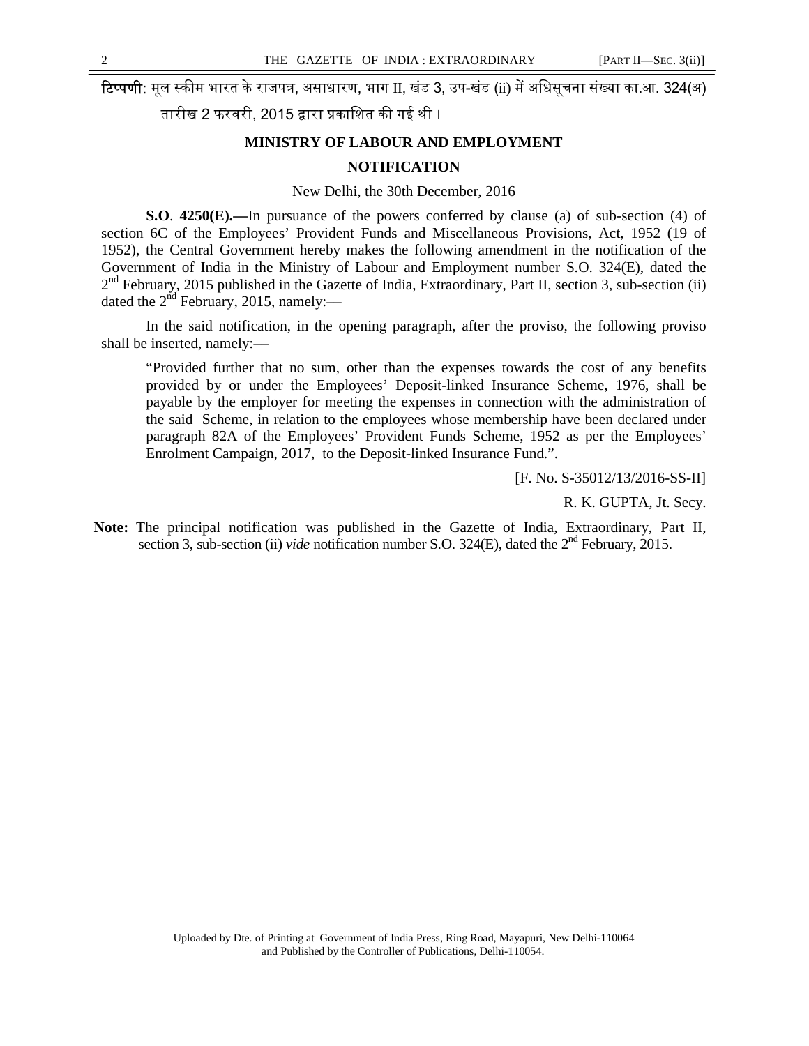**टिप्पणी:** मूल स्कीम भारत के राजपत्र, असाधारण, भाग II, खंड 3, उप-खंड (ii) में अधिसूचना संख्या का.आ. 324(अ) तारीख 2 फरवरी, 2015 द्वारा प्रकाशित की गई थी।

## MINISTRY OF LABOUR AND EMPLOYMENT

## NOTIFICATION

New Delhi, the 30th December, 2016

**S.O. 4250(E).—**In pursuance of the powers conferred by clause (a) of sub-section (4) of section 6C of the Employees' Provident Funds and Miscellaneous Provisions, Act, 1952 (19 of 1952), the Central Government hereby makes the following amendment in the notification of the Government of India in the Ministry of Labour and Employment number S.O. 324(E), dated the 2nd February, 2015 published in the Gazette of India, Extraordinary, Part II, section 3, sub-section (ii) dated the 2nd February, 2015, namely:—

In the said notification, in the opening paragraph, after the proviso, the following proviso shall be inserted, namely:—

> "Provided further that no sum, other than the expenses towards the cost of any benefits provided by or under the Employees' Deposit-linked Insurance Scheme, 1976, shall be payable by the employer for meeting the expenses in connection with the administration of the said Scheme, in relation to the employees whose membership have been declared under paragraph 82A of the Employees' Provident Funds Scheme, 1952 as per the Employees' Enrolment Campaign, 2017, to the Deposit-linked Insurance Fund.".

[F. No. S-35012/13/2016-SS-II]

R. K. GUPTA, Jt. Secy.

**Note:** The principal notification was published in the Gazette of India, Extraordinary, Part II, section 3, sub-section (ii) *vide* notification number S.O. 324(E), dated the 2nd February, 2015.

Uploaded by Dte. of Printing at Government of India Press, Ring Road, Mayapuri, New Delhi-110064 and Published by the Controller of Publications, Delhi-110054.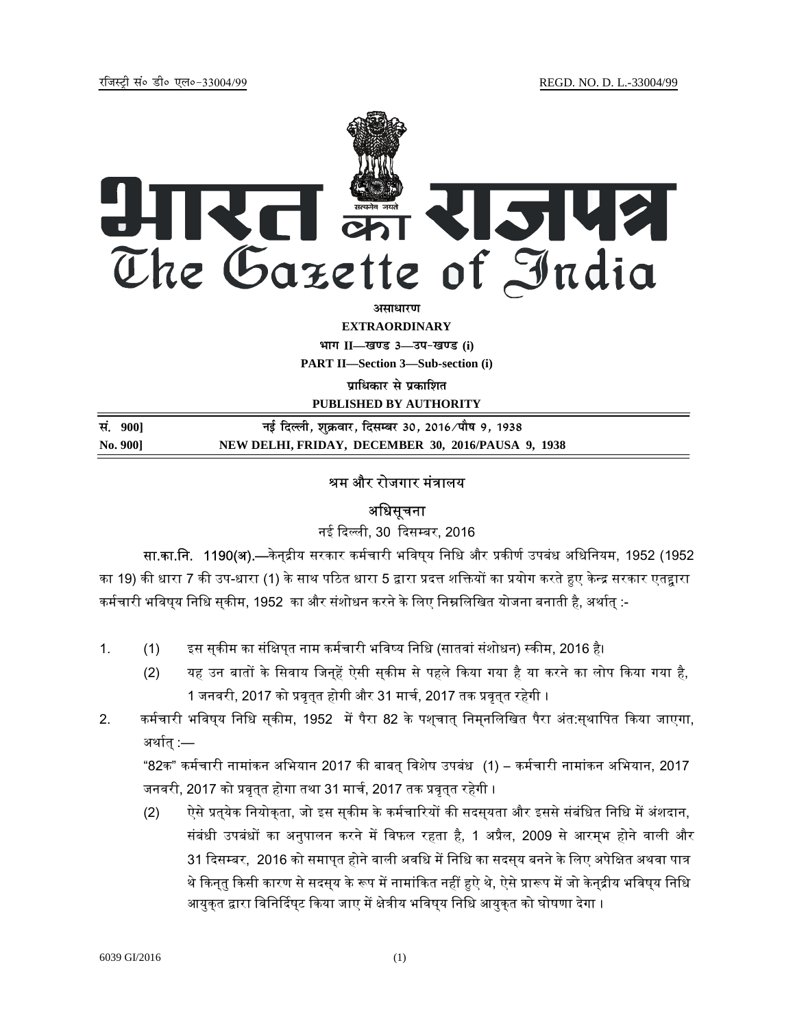रजिस्ट्री सं० डी० एल०-33004/99 REGD. NO. D. L.-33004/99

# भारत का राजपत्र
# The Gazette of India

**असाधारण**

**EXTRAORDINARY**

**भाग II—खण्ड 3—उप-खण्ड (i)**

**PART II—Section 3—Sub-section (i)**

**प्राधिकार से प्रकाशित**

**PUBLISHED BY AUTHORITY**

| | |
|---|---|
| **सं. 900]** | **नई दिल्ली, शुक्रवार, दिसम्बर 30, 2016/पौष 9, 1938** |
| **No. 900]** | **NEW DELHI, FRIDAY, DECEMBER 30, 2016/PAUSA 9, 1938** |

## श्रम और रोजगार मंत्रालय

## अधिसूचना

नई दिल्ली, 30 दिसम्बर, 2016

**सा.का.नि. 1190(अ).**—केन्द्रीय सरकार कर्मचारी भविष्य निधि और प्रकीर्ण उपबंध अधिनियम, 1952 (1952 का 19) की धारा 7 की उप-धारा (1) के साथ पठित धारा 5 द्वारा प्रदत्त शक्तियों का प्रयोग करते हुए केन्द्र सरकार एतद्द्वारा कर्मचारी भविष्य निधि स्कीम, 1952 का और संशोधन करने के लिए निम्नलिखित योजना बनाती है, अर्थात् :-

1. (1) इस स्कीम का संक्षिप्त नाम कर्मचारी भविष्य निधि (सातवां संशोधन) स्कीम, 2016 है।

   (2) यह उन बातों के सिवाय जिन्हें ऐसी स्कीम से पहले किया गया है या करने का लोप किया गया है, 1 जनवरी, 2017 को प्रवृत्त होगी और 31 मार्च, 2017 तक प्रवृत्त रहेगी ।

2. कर्मचारी भविष्य निधि स्कीम, 1952 में पैरा 82 के पश्चात् निम्नलिखित पैरा अंत:स्थापित किया जाएगा, अर्थात् :—

   “82क” कर्मचारी नामांकन अभियान 2017 की बाबत् विशेष उपबंध (1) – कर्मचारी नामांकन अभियान, 2017 जनवरी, 2017 को प्रवृत्त होगा तथा 31 मार्च, 2017 तक प्रवृत्त रहेगी ।

   (2) ऐसे प्रत्येक नियोक्ता, जो इस स्कीम के कर्मचारियों की सदस्यता और इससे संबंधित निधि में अंशदान, संबंधी उपबंधों का अनुपालन करने में विफल रहता है, 1 अप्रैल, 2009 से आरम्भ होने वाली और 31 दिसम्बर, 2016 को समाप्त होने वाली अवधि में निधि का सदस्य बनने के लिए अपेक्षित अथवा पात्र थे किन्तु किसी कारण से सदस्य के रूप में नामांकित नहीं हुऐ थे, ऐसे प्रारूप में जो केन्द्रीय भविष्य निधि आयुक्त द्वारा विनिर्दिष्ट किया जाए में क्षेत्रीय भविष्य निधि आयुक्त को घोषणा देगा ।

6039 GI/2016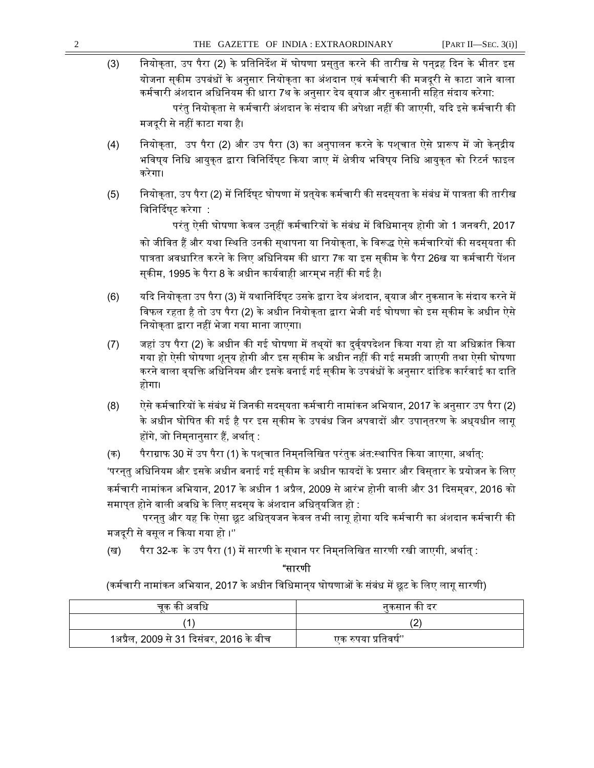(3) नियोक्ता, उप पैरा (2) के प्रतिनिर्देश में घोषणा प्रस्तुत करने की तारीख से पन्द्रह दिन के भीतर इस योजना स्कीम उपबंधों के अनुसार नियोक्ता का अंशदान एवं कर्मचारी की मजदूरी से काटा जाने वाला कर्मचारी अंशदान अधिनियम की धारा 7थ के अनुसार देय ब्याज और नुकसानी सहित संदाय करेगा:

परंतु नियोक्ता से कर्मचारी अंशदान के संदाय की अपेक्षा नहीं की जाएगी, यदि इसे कर्मचारी की मजदूरी से नहीं काटा गया है।

(4) नियोक्ता, उप पैरा (2) और उप पैरा (3) का अनुपालन करने के पश्चात ऐसे प्रारूप में जो केन्द्रीय भविष्य निधि आयुक्त द्वारा विनिर्दिष्ट किया जाए में क्षेत्रीय भविष्य निधि आयुक्त को रिटर्न फाइल करेगा।

(5) नियोक्ता, उप पैरा (2) में निर्दिष्ट घोषणा में प्रत्येक कर्मचारी की सदस्यता के संबंध में पात्रता की तारीख विनिर्दिष्ट करेगा :

परंतु ऐसी घोषणा केवल उन्हीं कर्मचारियों के संबंध में विधिमान्य होगी जो 1 जनवरी, 2017 को जीवित हैं और यथा स्थिति उनकी स्थापना या नियोक्ता, के विरूद्ध ऐसे कर्मचारियों की सदस्यता की पात्रता अवधारित करने के लिए अधिनियम की धारा 7क या इस स्कीम के पैरा 26ख या कर्मचारी पेंशन स्कीम, 1995 के पैरा 8 के अधीन कार्यवाही आरम्भ नहीं की गई है।

(6) यदि नियोक्ता उप पैरा (3) में यथानिर्दिष्ट उसके द्वारा देय अंशदान, ब्याज और नुकसान के संदाय करने में विफल रहता है तो उप पैरा (2) के अधीन नियोक्ता द्वारा भेजी गई घोषणा को इस स्कीम के अधीन ऐसे नियोक्ता द्वारा नहीं भेजा गया माना जाएगा।

(7) जहां उप पैरा (2) के अधीन की गई घोषणा में तथ्यों का दुर्व्यपदेशन किया गया हो या अधिक्रांत किया गया हो ऐसी घोषणा शून्य होगी और इस स्कीम के अधीन नहीं की गई समझी जाएगी तथा ऐसी घोषणा करने वाला व्यक्ति अधिनियम और इसके बनाई गई स्कीम के उपबंधों के अनुसार दांडिक कार्रवाई का दाति होगा।

(8) ऐसे कर्मचारियों के संबंध में जिनकी सदस्यता कर्मचारी नामांकन अभियान, 2017 के अनुसार उप पैरा (2) के अधीन घोषित की गई है पर इस स्कीम के उपबंध जिन अपवादों और उपान्तरण के अध्यधीन लागू होंगे, जो निम्नानुसार हैं, अर्थात् :

(क) पैराग्राफ 30 में उप पैरा (1) के पश्चात निम्नलिखित परंतुक अंतःस्थापित किया जाएगा, अर्थात्:

'परन्तु अधिनियम और इसके अधीन बनाई गई स्कीम के अधीन फायदों के प्रसार और विस्तार के प्रयोजन के लिए कर्मचारी नामांकन अभियान, 2017 के अधीन 1 अप्रैल, 2009 से आरंभ होनी वाली और 31 दिसम्बर, 2016 को समाप्त होने वाली अवधि के लिए सदस्य के अंशदान अधित्यजित हो :

परन्तु और यह कि ऐसा छूट अधित्यजन केवल तभी लागू होगा यदि कर्मचारी का अंशदान कर्मचारी की मजदूरी से वसूल न किया गया हो ।''

(ख) पैरा 32-क के उप पैरा (1) में सारणी के स्थान पर निम्नलिखित सारणी रखी जाएगी, अर्थात् :

**"सारणी**

(कर्मचारी नामांकन अभियान, 2017 के अधीन विधिमान्य घोषणाओं के संबंध में छूट के लिए लागू सारणी)

| चूक की अवधि | नुकसान की दर |
|---|---|
| (1) | (2) |
| 1अप्रैल, 2009 से 31 दिसंबर, 2016 के बीच | एक रुपया प्रतिवर्ष" |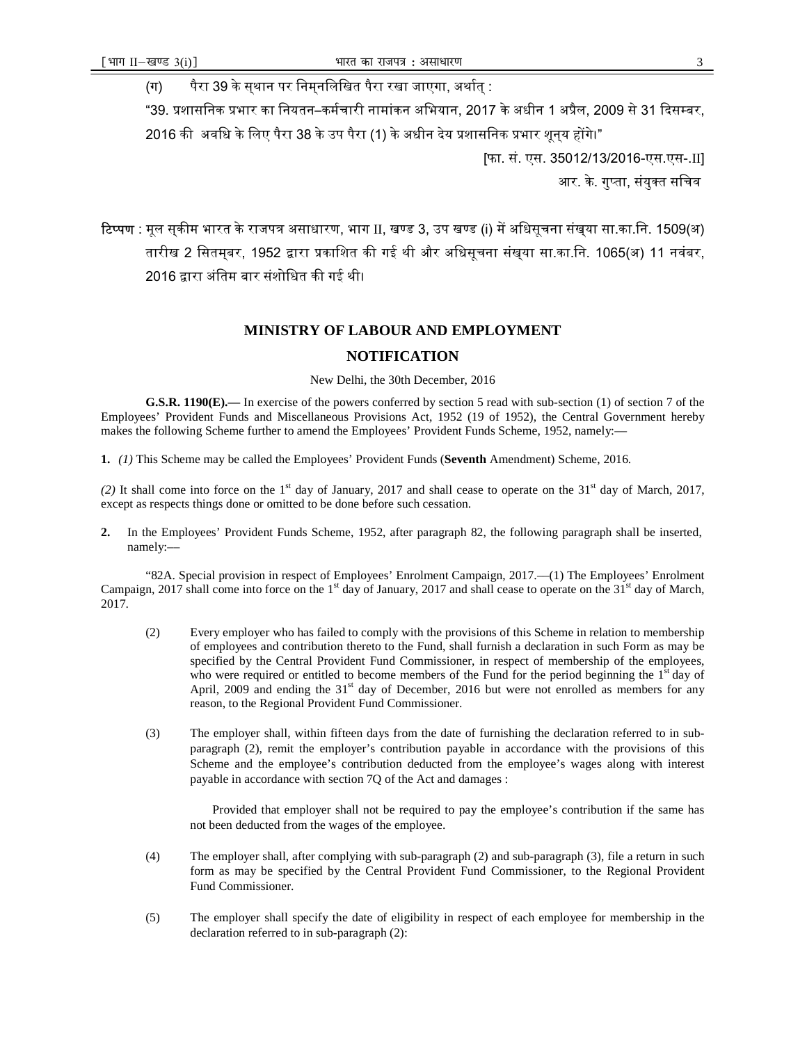(ग) पैरा 39 के स्थान पर निम्नलिखित पैरा रखा जाएगा, अर्थात् :

"39. प्रशासनिक प्रभार का नियतन–कर्मचारी नामांकन अभियान, 2017 के अधीन 1 अप्रैल, 2009 से 31 दिसम्बर, 2016 की अवधि के लिए पैरा 38 के उप पैरा (1) के अधीन देय प्रशासनिक प्रभार शून्य होंगे।"

[फा. सं. एस. 35012/13/2016-एस.एस-.II]

आर. के. गुप्ता, संयुक्त सचिव

टिप्पण : मूल स्कीम भारत के राजपत्र असाधारण, भाग II, खण्ड 3, उप खण्ड (i) में अधिसूचना संख्या सा.का.नि. 1509(अ) तारीख 2 सितम्बर, 1952 द्वारा प्रकाशित की गई थी और अधिसूचना संख्या सा.का.नि. 1065(अ) 11 नवंबर, 2016 द्वारा अंतिम बार संशोधित की गई थी।

## MINISTRY OF LABOUR AND EMPLOYMENT

## NOTIFICATION

New Delhi, the 30th December, 2016

**G.S.R. 1190(E).—** In exercise of the powers conferred by section 5 read with sub-section (1) of section 7 of the Employees' Provident Funds and Miscellaneous Provisions Act, 1952 (19 of 1952), the Central Government hereby makes the following Scheme further to amend the Employees' Provident Funds Scheme, 1952, namely:—

**1.** *(1)* This Scheme may be called the Employees' Provident Funds (**Seventh** Amendment) Scheme, 2016.

*(2)* It shall come into force on the 1st day of January, 2017 and shall cease to operate on the 31st day of March, 2017, except as respects things done or omitted to be done before such cessation.

**2.** In the Employees' Provident Funds Scheme, 1952, after paragraph 82, the following paragraph shall be inserted, namely:—

"82A. Special provision in respect of Employees' Enrolment Campaign, 2017.—(1) The Employees' Enrolment Campaign, 2017 shall come into force on the 1st day of January, 2017 and shall cease to operate on the 31st day of March, 2017.

(2) Every employer who has failed to comply with the provisions of this Scheme in relation to membership of employees and contribution thereto to the Fund, shall furnish a declaration in such Form as may be specified by the Central Provident Fund Commissioner, in respect of membership of the employees, who were required or entitled to become members of the Fund for the period beginning the 1st day of April, 2009 and ending the 31st day of December, 2016 but were not enrolled as members for any reason, to the Regional Provident Fund Commissioner.

(3) The employer shall, within fifteen days from the date of furnishing the declaration referred to in sub-paragraph (2), remit the employer's contribution payable in accordance with the provisions of this Scheme and the employee's contribution deducted from the employee's wages along with interest payable in accordance with section 7Q of the Act and damages :

Provided that employer shall not be required to pay the employee's contribution if the same has not been deducted from the wages of the employee.

(4) The employer shall, after complying with sub-paragraph (2) and sub-paragraph (3), file a return in such form as may be specified by the Central Provident Fund Commissioner, to the Regional Provident Fund Commissioner.

(5) The employer shall specify the date of eligibility in respect of each employee for membership in the declaration referred to in sub-paragraph (2):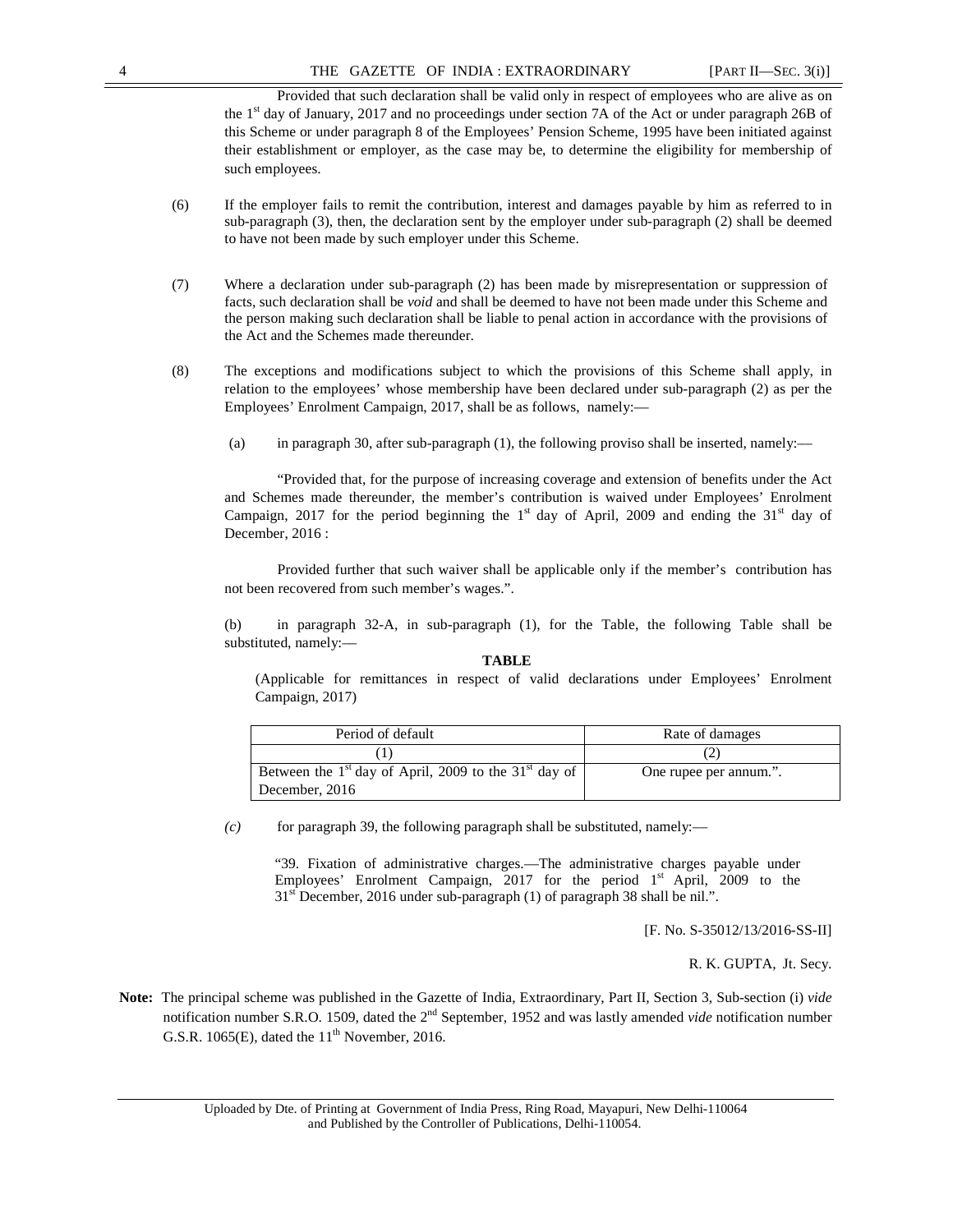Provided that such declaration shall be valid only in respect of employees who are alive as on the 1st day of January, 2017 and no proceedings under section 7A of the Act or under paragraph 26B of this Scheme or under paragraph 8 of the Employees' Pension Scheme, 1995 have been initiated against their establishment or employer, as the case may be, to determine the eligibility for membership of such employees.

(6) If the employer fails to remit the contribution, interest and damages payable by him as referred to in sub-paragraph (3), then, the declaration sent by the employer under sub-paragraph (2) shall be deemed to have not been made by such employer under this Scheme.

(7) Where a declaration under sub-paragraph (2) has been made by misrepresentation or suppression of facts, such declaration shall be *void* and shall be deemed to have not been made under this Scheme and the person making such declaration shall be liable to penal action in accordance with the provisions of the Act and the Schemes made thereunder.

(8) The exceptions and modifications subject to which the provisions of this Scheme shall apply, in relation to the employees' whose membership have been declared under sub-paragraph (2) as per the Employees' Enrolment Campaign, 2017, shall be as follows, namely:—

(a) in paragraph 30, after sub-paragraph (1), the following proviso shall be inserted, namely:—

"Provided that, for the purpose of increasing coverage and extension of benefits under the Act and Schemes made thereunder, the member's contribution is waived under Employees' Enrolment Campaign, 2017 for the period beginning the 1st day of April, 2009 and ending the 31st day of December, 2016 :

Provided further that such waiver shall be applicable only if the member's contribution has not been recovered from such member's wages.".

(b) in paragraph 32-A, in sub-paragraph (1), for the Table, the following Table shall be substituted, namely:—

**TABLE**

(Applicable for remittances in respect of valid declarations under Employees' Enrolment Campaign, 2017)

| Period of default | Rate of damages |
|---|---|
| (1) | (2) |
| Between the 1st day of April, 2009 to the 31st day of December, 2016 | One rupee per annum.". |

*(c)* for paragraph 39, the following paragraph shall be substituted, namely:—

"39. Fixation of administrative charges.—The administrative charges payable under Employees' Enrolment Campaign, 2017 for the period 1st April, 2009 to the 31st December, 2016 under sub-paragraph (1) of paragraph 38 shall be nil.".

[F. No. S-35012/13/2016-SS-II]

R. K. GUPTA, Jt. Secy.

**Note:** The principal scheme was published in the Gazette of India, Extraordinary, Part II, Section 3, Sub-section (i) *vide* notification number S.R.O. 1509, dated the 2nd September, 1952 and was lastly amended *vide* notification number G.S.R. 1065(E), dated the 11th November, 2016.

Uploaded by Dte. of Printing at Government of India Press, Ring Road, Mayapuri, New Delhi-110064 and Published by the Controller of Publications, Delhi-110054.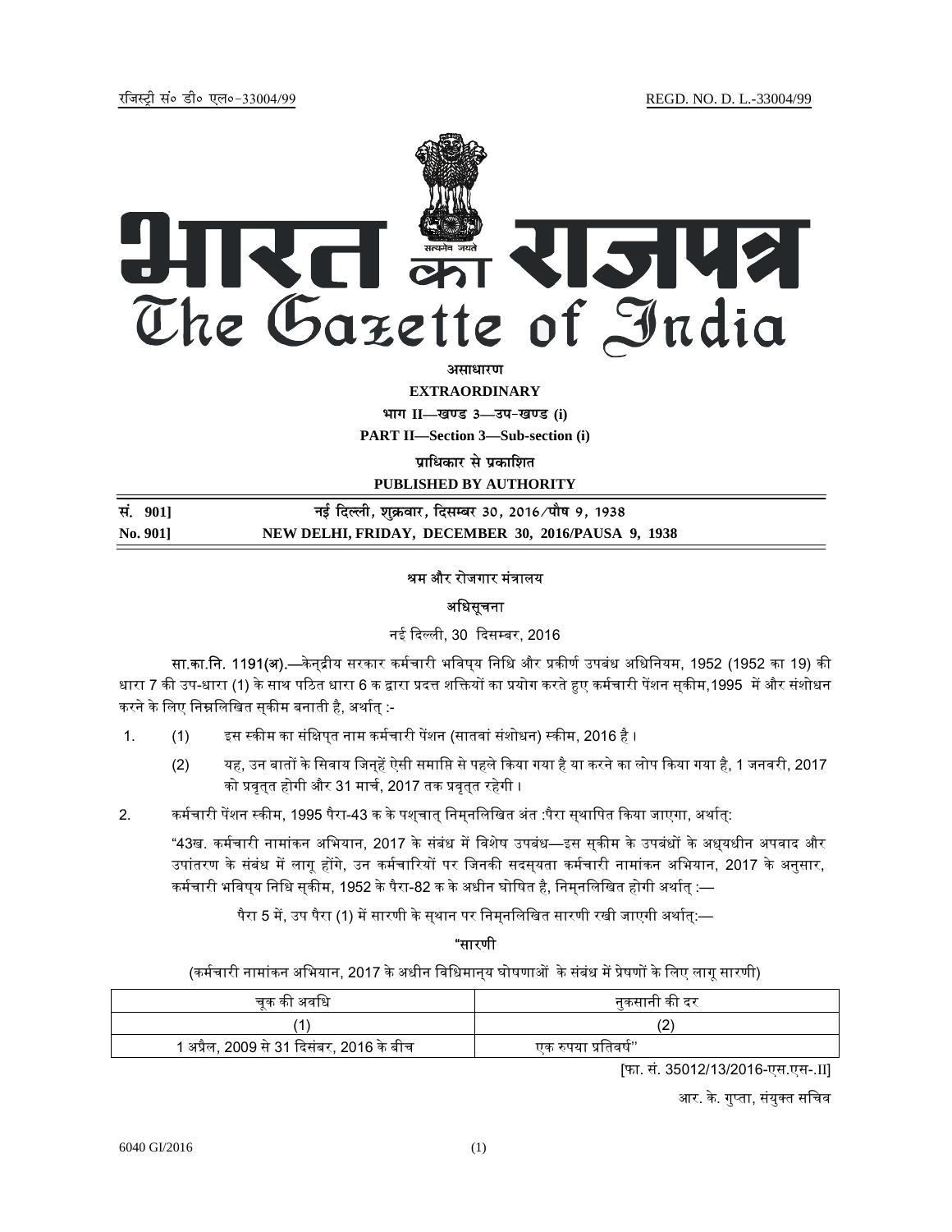रजिस्ट्री सं० डी० एल०-33004/99 REGD. NO. D. L.-33004/99

# भारत का राजपत्र
# The Gazette of India

**असाधारण**

**EXTRAORDINARY**

**भाग II—खण्ड 3—उप-खण्ड (i)**

**PART II—Section 3—Sub-section (i)**

**प्राधिकार से प्रकाशित**

**PUBLISHED BY AUTHORITY**

| | |
|---|---|
| **सं. 901]** | **नई दिल्ली, शुक्रवार, दिसम्बर 30, 2016/पौष 9, 1938** |
| **No. 901]** | **NEW DELHI, FRIDAY, DECEMBER 30, 2016/PAUSA 9, 1938** |

श्रम और रोजगार मंत्रालय

अधिसूचना

नई दिल्ली, 30 दिसम्बर, 2016

**सा.का.नि. 1191(अ).**—केन्द्रीय सरकार कर्मचारी भविष्य निधि और प्रकीर्ण उपबंध अधिनियम, 1952 (1952 का 19) की धारा 7 की उप-धारा (1) के साथ पठित धारा 6 क द्वारा प्रदत्त शक्तियों का प्रयोग करते हुए कर्मचारी पेंशन स्कीम,1995 में और संशोधन करने के लिए निम्नलिखित स्कीम बनाती है, अर्थात् :-

1. (1) इस स्कीम का संक्षिप्त नाम कर्मचारी पेंशन (सातवां संशोधन) स्कीम, 2016 है ।

   (2) यह, उन बातों के सिवाय जिन्हें ऐसी समाप्ति से पहले किया गया है या करने का लोप किया गया है, 1 जनवरी, 2017 को प्रवृत्त होगी और 31 मार्च, 2017 तक प्रवृत्त रहेगी ।

2. कर्मचारी पेंशन स्कीम, 1995 पैरा-43 क के पश्चात् निम्नलिखित अंत :पैरा सुथापित किया जाएगा, अर्थात्:

   "43ख. कर्मचारी नामांकन अभियान, 2017 के संबंध में विशेष उपबंध—इस स्कीम के उपबंधों के अध्यधीन अपवाद और उपांतरण के संबंध में लागू होंगे, उन कर्मचारियों पर जिनकी सदस्यता कर्मचारी नामांकन अभियान, 2017 के अनुसार, कर्मचारी भविष्य निधि स्कीम, 1952 के पैरा-82 क के अधीन घोषित है, निम्नलिखित होगी अर्थात् :—

   पैरा 5 में, उप पैरा (1) में सारणी के स्थान पर निम्नलिखित सारणी रखी जाएगी अर्थात्:—

"सारणी

(कर्मचारी नामांकन अभियान, 2017 के अधीन विधिमान्य घोषणाओं के संबंध में प्रेषणों के लिए लागू सारणी)

| चूक की अवधि | नुकसानी की दर |
|---|---|
| (1) | (2) |
| 1 अप्रैल, 2009 से 31 दिसंबर, 2016 के बीच | एक रुपया प्रतिवर्ष" |

[फा. सं. 35012/13/2016-एस.एस-.II]

आर. के. गुप्ता, संयुक्त सचिव

6040 GI/2016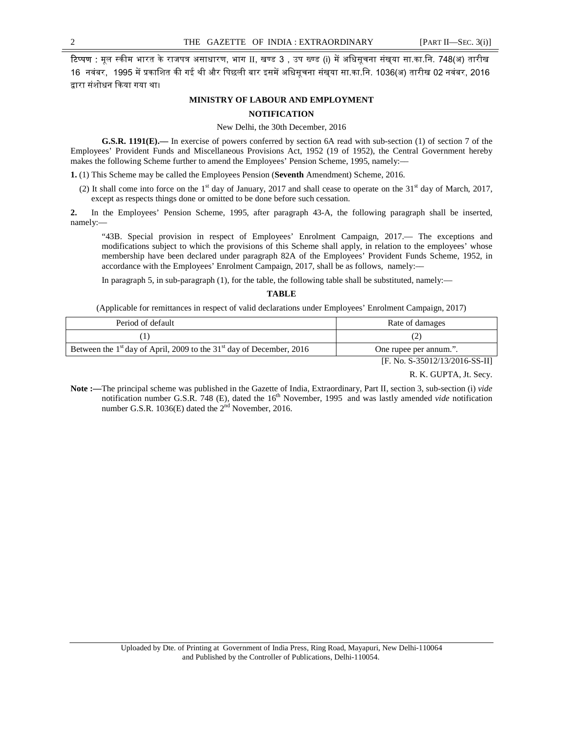टिप्पण : मूल स्कीम भारत के राजपत्र असाधारण, भाग II, खण्ड 3 , उप खण्ड (i) में अधिसूचना संख्या सा.का.नि. 748(अ) तारीख 16 नवंबर, 1995 में प्रकाशित की गई थी और पिछली बार इसमें अधिसूचना संख्या सा.का.नि. 1036(अ) तारीख 02 नवंबर, 2016 द्वारा संशोधन किया गया था।

## MINISTRY OF LABOUR AND EMPLOYMENT

### NOTIFICATION

New Delhi, the 30th December, 2016

**G.S.R. 1191(E).—** In exercise of powers conferred by section 6A read with sub-section (1) of section 7 of the Employees' Provident Funds and Miscellaneous Provisions Act, 1952 (19 of 1952), the Central Government hereby makes the following Scheme further to amend the Employees' Pension Scheme, 1995, namely:—

**1.** (1) This Scheme may be called the Employees Pension (**Seventh** Amendment) Scheme, 2016.

(2) It shall come into force on the 1st day of January, 2017 and shall cease to operate on the 31st day of March, 2017, except as respects things done or omitted to be done before such cessation.

**2.** In the Employees' Pension Scheme, 1995, after paragraph 43-A, the following paragraph shall be inserted, namely:—

"43B. Special provision in respect of Employees' Enrolment Campaign, 2017.— The exceptions and modifications subject to which the provisions of this Scheme shall apply, in relation to the employees' whose membership have been declared under paragraph 82A of the Employees' Provident Funds Scheme, 1952, in accordance with the Employees' Enrolment Campaign, 2017, shall be as follows, namely:—

In paragraph 5, in sub-paragraph (1), for the table, the following table shall be substituted, namely:—

**TABLE**

(Applicable for remittances in respect of valid declarations under Employees' Enrolment Campaign, 2017)

| Period of default | Rate of damages |
|---|---|
| (1) | (2) |
| Between the 1st day of April, 2009 to the 31st day of December, 2016 | One rupee per annum.". |

[F. No. S-35012/13/2016-SS-II]

R. K. GUPTA, Jt. Secy.

**Note :—**The principal scheme was published in the Gazette of India, Extraordinary, Part II, section 3, sub-section (i) *vide* notification number G.S.R. 748 (E), dated the 16th November, 1995 and was lastly amended *vide* notification number G.S.R. 1036(E) dated the 2nd November, 2016.

Uploaded by Dte. of Printing at Government of India Press, Ring Road, Mayapuri, New Delhi-110064 and Published by the Controller of Publications, Delhi-110054.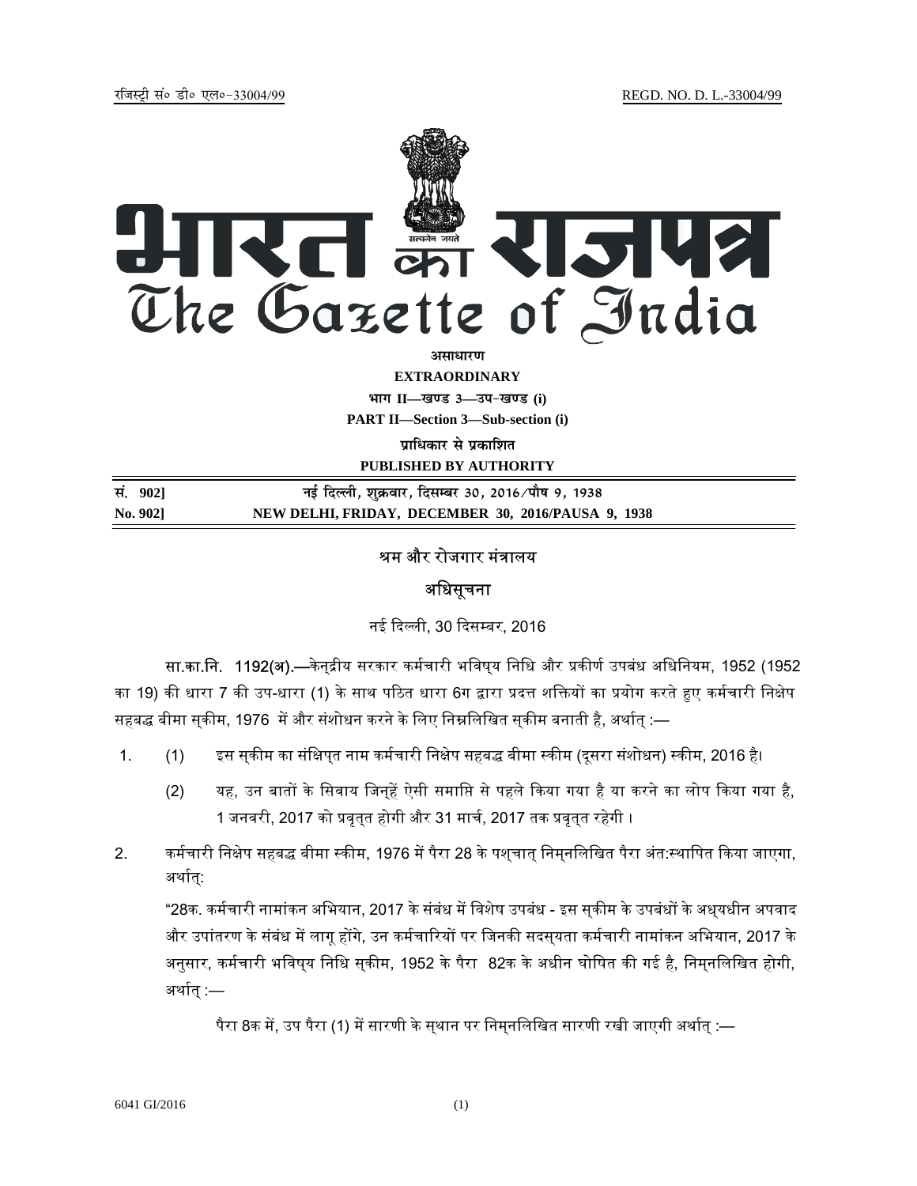रजिस्ट्री सं॰ डी॰ एल॰-33004/99 REGD. NO. D. L.-33004/99

# भारत का राजपत्र
# The Gazette of India

**असाधारण**

**EXTRAORDINARY**

**भाग II—खण्ड 3—उप-खण्ड (i)**

**PART II—Section 3—Sub-section (i)**

**प्राधिकार से प्रकाशित**

**PUBLISHED BY AUTHORITY**

| | |
|---|---|
| **सं. 902]** | **नई दिल्ली, शुक्रवार, दिसम्बर 30, 2016/पौष 9, 1938** |
| **No. 902]** | **NEW DELHI, FRIDAY, DECEMBER 30, 2016/PAUSA 9, 1938** |

## श्रम और रोजगार मंत्रालय

### अधिसूचना

नई दिल्ली, 30 दिसम्बर, 2016

**सा.का.नि. 1192(अ).**—केन्द्रीय सरकार कर्मचारी भविष्य निधि और प्रकीर्ण उपबंध अधिनियम, 1952 (1952 का 19) की धारा 7 की उप-धारा (1) के साथ पठित धारा 6ग द्वारा प्रदत्त शक्तियों का प्रयोग करते हुए कर्मचारी निक्षेप सहबद्ध बीमा स्कीम, 1976 में और संशोधन करने के लिए निम्नलिखित स्कीम बनाती है, अर्थात् :—

1. (1) इस स्कीम का संक्षिप्त नाम कर्मचारी निक्षेप सहबद्ध बीमा स्कीम (दूसरा संशोधन) स्कीम, 2016 है।

   (2) यह, उन बातों के सिवाय जिन्हें ऐसी समाप्ति से पहले किया गया है या करने का लोप किया गया है, 1 जनवरी, 2017 को प्रवृत्त होगी और 31 मार्च, 2017 तक प्रवृत्त रहेगी ।

2. कर्मचारी निक्षेप सहबद्ध बीमा स्कीम, 1976 में पैरा 28 के पश्चात् निम्नलिखित पैरा अंत:स्थापित किया जाएगा, अर्थात्:

   "28क. कर्मचारी नामांकन अभियान, 2017 के संबंध में विशेष उपबंध - इस स्कीम के उपबंधों के अध्यधीन अपवाद और उपांतरण के संबंध में लागू होंगे, उन कर्मचारियों पर जिनकी सदस्यता कर्मचारी नामांकन अभियान, 2017 के अनुसार, कर्मचारी भविष्य निधि स्कीम, 1952 के पैरा 82क के अधीन घोषित की गई है, निम्नलिखित होगी, अर्थात् :—

   पैरा 8क में, उप पैरा (1) में सारणी के स्थान पर निम्नलिखित सारणी रखी जाएगी अर्थात् :—

6041 GI/2016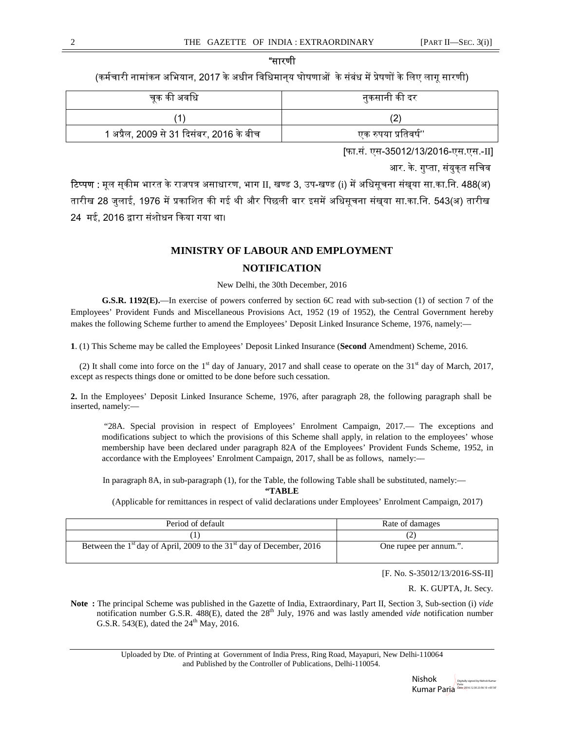"सारणी

(कर्मचारी नामांकन अभियान, 2017 के अधीन विधिमान्य घोषणाओं के संबंध में प्रेषणों के लिए लागू सारणी)

| चूक की अवधि | नुकसानी की दर |
|---|---|
| (1) | (2) |
| 1 अप्रैल, 2009 से 31 दिसंबर, 2016 के बीच | एक रुपया प्रतिवर्ष" |

[फा.सं. एस-35012/13/2016-एस.एस.-II]

आर. के. गुप्ता, संयुक्त सचिव

**टिप्पण :** मूल स्कीम भारत के राजपत्र असाधारण, भाग II, खण्ड 3, उप-खण्ड (i) में अधिसूचना संख्या सा.का.नि. 488(अ) तारीख 28 जुलाई, 1976 में प्रकाशित की गई थी और पिछली बार इसमें अधिसूचना संख्या सा.का.नि. 543(अ) तारीख 24 मई, 2016 द्वारा संशोधन किया गया था।

## MINISTRY OF LABOUR AND EMPLOYMENT

## NOTIFICATION

New Delhi, the 30th December, 2016

**G.S.R. 1192(E).**—In exercise of powers conferred by section 6C read with sub-section (1) of section 7 of the Employees' Provident Funds and Miscellaneous Provisions Act, 1952 (19 of 1952), the Central Government hereby makes the following Scheme further to amend the Employees' Deposit Linked Insurance Scheme, 1976, namely:—

**1**. (1) This Scheme may be called the Employees' Deposit Linked Insurance (**Second** Amendment) Scheme, 2016.

(2) It shall come into force on the 1st day of January, 2017 and shall cease to operate on the 31st day of March, 2017, except as respects things done or omitted to be done before such cessation.

**2.** In the Employees' Deposit Linked Insurance Scheme, 1976, after paragraph 28, the following paragraph shall be inserted, namely:—

"28A. Special provision in respect of Employees' Enrolment Campaign, 2017.— The exceptions and modifications subject to which the provisions of this Scheme shall apply, in relation to the employees' whose membership have been declared under paragraph 82A of the Employees' Provident Funds Scheme, 1952, in accordance with the Employees' Enrolment Campaign, 2017, shall be as follows, namely:—

In paragraph 8A, in sub-paragraph (1), for the Table, the following Table shall be substituted, namely:—

**"TABLE**

(Applicable for remittances in respect of valid declarations under Employees' Enrolment Campaign, 2017)

| Period of default | Rate of damages |
|---|---|
| (1) | (2) |
| Between the 1st day of April, 2009 to the 31st day of December, 2016 | One rupee per annum.". |

[F. No. S-35012/13/2016-SS-II]

R. K. GUPTA, Jt. Secy.

**Note :** The principal Scheme was published in the Gazette of India, Extraordinary, Part II, Section 3, Sub-section (i) *vide* notification number G.S.R. 488(E), dated the 28th July, 1976 and was lastly amended *vide* notification number G.S.R. 543(E), dated the 24th May, 2016.

Uploaded by Dte. of Printing at Government of India Press, Ring Road, Mayapuri, New Delhi-110064 and Published by the Controller of Publications, Delhi-110054.